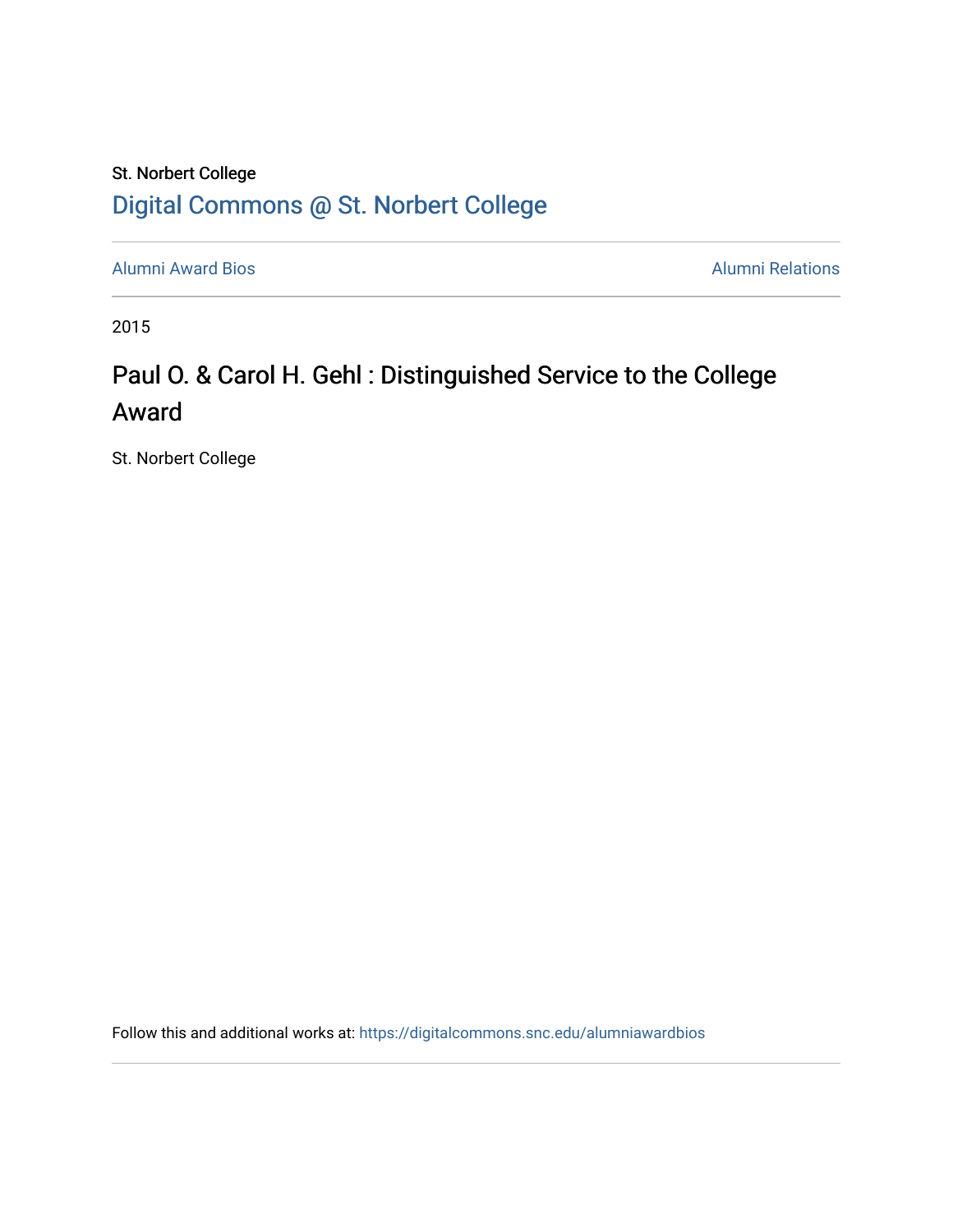St. Norbert College

Digital Commons @ St. Norbert College

Alumni Award Bios

Alumni Relations

2015

# Paul O. & Carol H. Gehl : Distinguished Service to the College Award

St. Norbert College

Follow this and additional works at: https://digitalcommons.snc.edu/alumniawardbios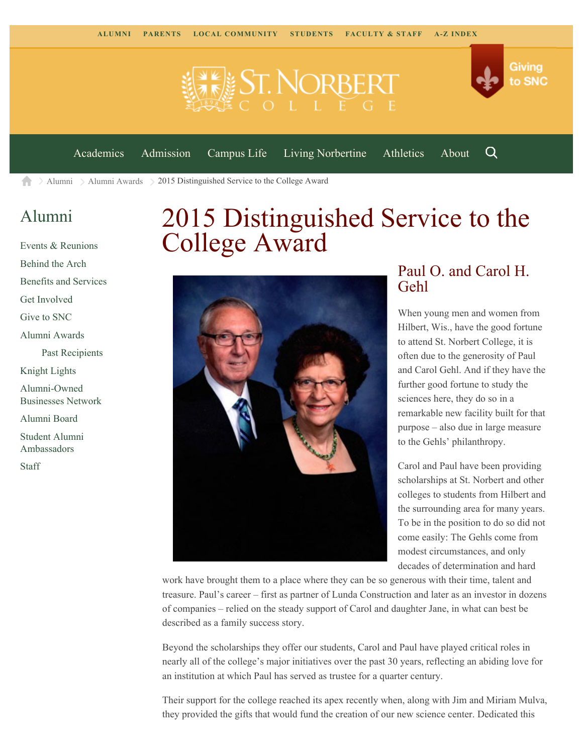ALUMNI PARENTS LOCAL COMMUNITY STUDENTS FACULTY & STAFF A-Z INDEX

Giving to SNC

Academics Admission Campus Life Living Norbertine Athletics About

Alumni > Alumni Awards > 2015 Distinguished Service to the College Award

## Alumni

- Events & Reunions
- Behind the Arch
- Benefits and Services
- Get Involved
- Give to SNC
- Alumni Awards
  - Past Recipients
- Knight Lights
- Alumni-Owned Businesses Network
- Alumni Board
- Student Alumni Ambassadors
- Staff

# 2015 Distinguished Service to the College Award

## Paul O. and Carol H. Gehl

When young men and women from Hilbert, Wis., have the good fortune to attend St. Norbert College, it is often due to the generosity of Paul and Carol Gehl. And if they have the further good fortune to study the sciences here, they do so in a remarkable new facility built for that purpose – also due in large measure to the Gehls' philanthropy.

Carol and Paul have been providing scholarships at St. Norbert and other colleges to students from Hilbert and the surrounding area for many years. To be in the position to do so did not come easily: The Gehls come from modest circumstances, and only decades of determination and hard work have brought them to a place where they can be so generous with their time, talent and treasure. Paul's career – first as partner of Lunda Construction and later as an investor in dozens of companies – relied on the steady support of Carol and daughter Jane, in what can best be described as a family success story.

Beyond the scholarships they offer our students, Carol and Paul have played critical roles in nearly all of the college's major initiatives over the past 30 years, reflecting an abiding love for an institution at which Paul has served as trustee for a quarter century.

Their support for the college reached its apex recently when, along with Jim and Miriam Mulva, they provided the gifts that would fund the creation of our new science center. Dedicated this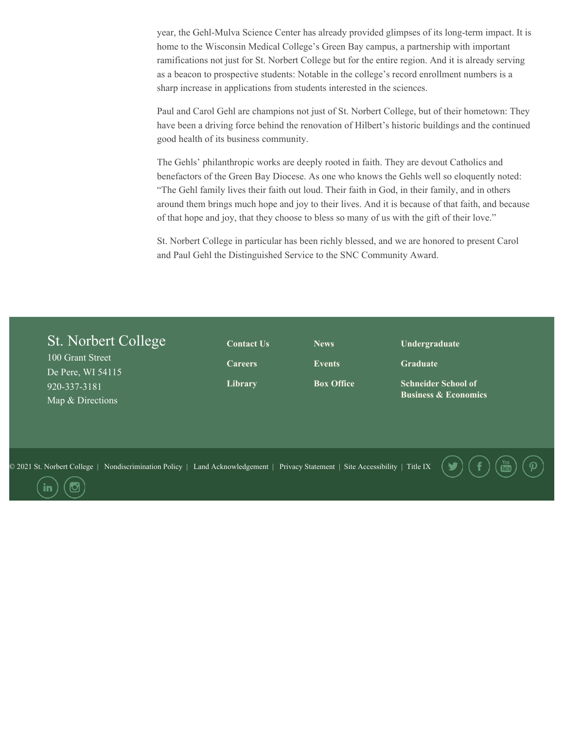year, the Gehl-Mulva Science Center has already provided glimpses of its long-term impact. It is home to the Wisconsin Medical College's Green Bay campus, a partnership with important ramifications not just for St. Norbert College but for the entire region. And it is already serving as a beacon to prospective students: Notable in the college's record enrollment numbers is a sharp increase in applications from students interested in the sciences.

Paul and Carol Gehl are champions not just of St. Norbert College, but of their hometown: They have been a driving force behind the renovation of Hilbert's historic buildings and the continued good health of its business community.

The Gehls' philanthropic works are deeply rooted in faith. They are devout Catholics and benefactors of the Green Bay Diocese. As one who knows the Gehls well so eloquently noted: "The Gehl family lives their faith out loud. Their faith in God, in their family, and in others around them brings much hope and joy to their lives. And it is because of that faith, and because of that hope and joy, that they choose to bless so many of us with the gift of their love."

St. Norbert College in particular has been richly blessed, and we are honored to present Carol and Paul Gehl the Distinguished Service to the SNC Community Award.

St. Norbert College
100 Grant Street
De Pere, WI 54115
920-337-3181
Map & Directions

**Contact Us**
**Careers**
**Library**
**News**
**Events**
**Box Office**
**Undergraduate**
**Graduate**
**Schneider School of Business & Economics**

© 2021 St. Norbert College | Nondiscrimination Policy | Land Acknowledgement | Privacy Statement | Site Accessibility | Title IX